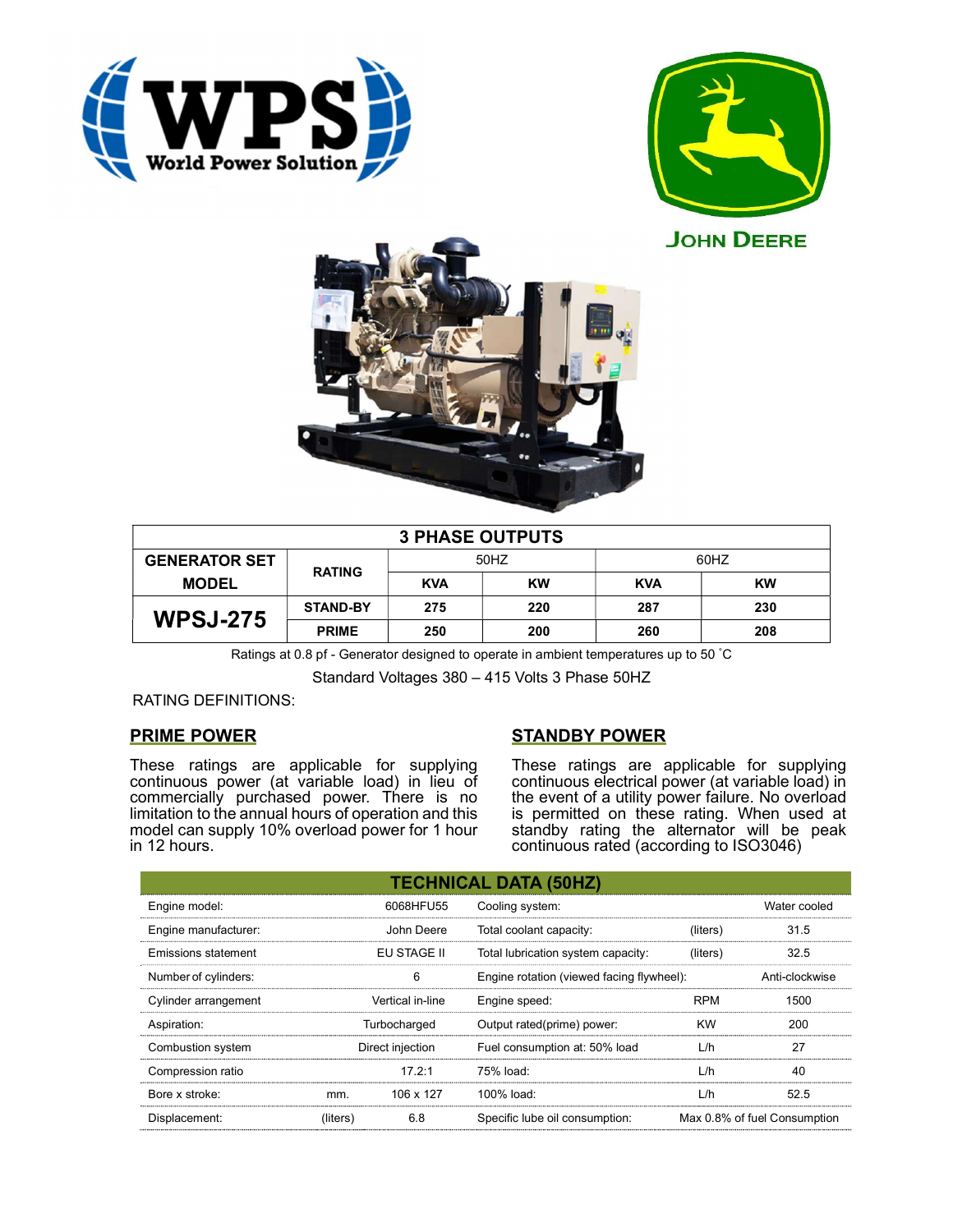World Power Solution

JOHN DEERE

| 3 PHASE OUTPUTS | | | | | |
|---|---|---|---|---|---|
| GENERATOR SET MODEL | RATING | 50HZ | | 60HZ | |
| | | KVA | KW | KVA | KW |
| WPSJ-275 | STAND-BY | 275 | 220 | 287 | 230 |
| | PRIME | 250 | 200 | 260 | 208 |

Ratings at 0.8 pf - Generator designed to operate in ambient temperatures up to 50 ˚C

Standard Voltages 380 – 415 Volts 3 Phase 50HZ

RATING DEFINITIONS:

## PRIME POWER

These ratings are applicable for supplying continuous power (at variable load) in lieu of commercially purchased power. There is no limitation to the annual hours of operation and this model can supply 10% overload power for 1 hour in 12 hours.

## STANDBY POWER

These ratings are applicable for supplying continuous electrical power (at variable load) in the event of a utility power failure. No overload is permitted on these rating. When used at standby rating the alternator will be peak continuous rated (according to ISO3046)

| TECHNICAL DATA (50HZ) | | | | | |
|---|---|---|---|---|---|
| Engine model: | | 6068HFU55 | Cooling system: | | Water cooled |
| Engine manufacturer: | | John Deere | Total coolant capacity: | (liters) | 31.5 |
| Emissions statement | | EU STAGE II | Total lubrication system capacity: | (liters) | 32.5 |
| Number of cylinders: | | 6 | Engine rotation (viewed facing flywheel): | | Anti-clockwise |
| Cylinder arrangement | | Vertical in-line | Engine speed: | RPM | 1500 |
| Aspiration: | | Turbocharged | Output rated(prime) power: | KW | 200 |
| Combustion system | | Direct injection | Fuel consumption at: 50% load | L/h | 27 |
| Compression ratio | | 17.2:1 | 75% load: | L/h | 40 |
| Bore x stroke: | mm. | 106 x 127 | 100% load: | L/h | 52.5 |
| Displacement: | (liters) | 6.8 | Specific lube oil consumption: | | Max 0.8% of fuel Consumption |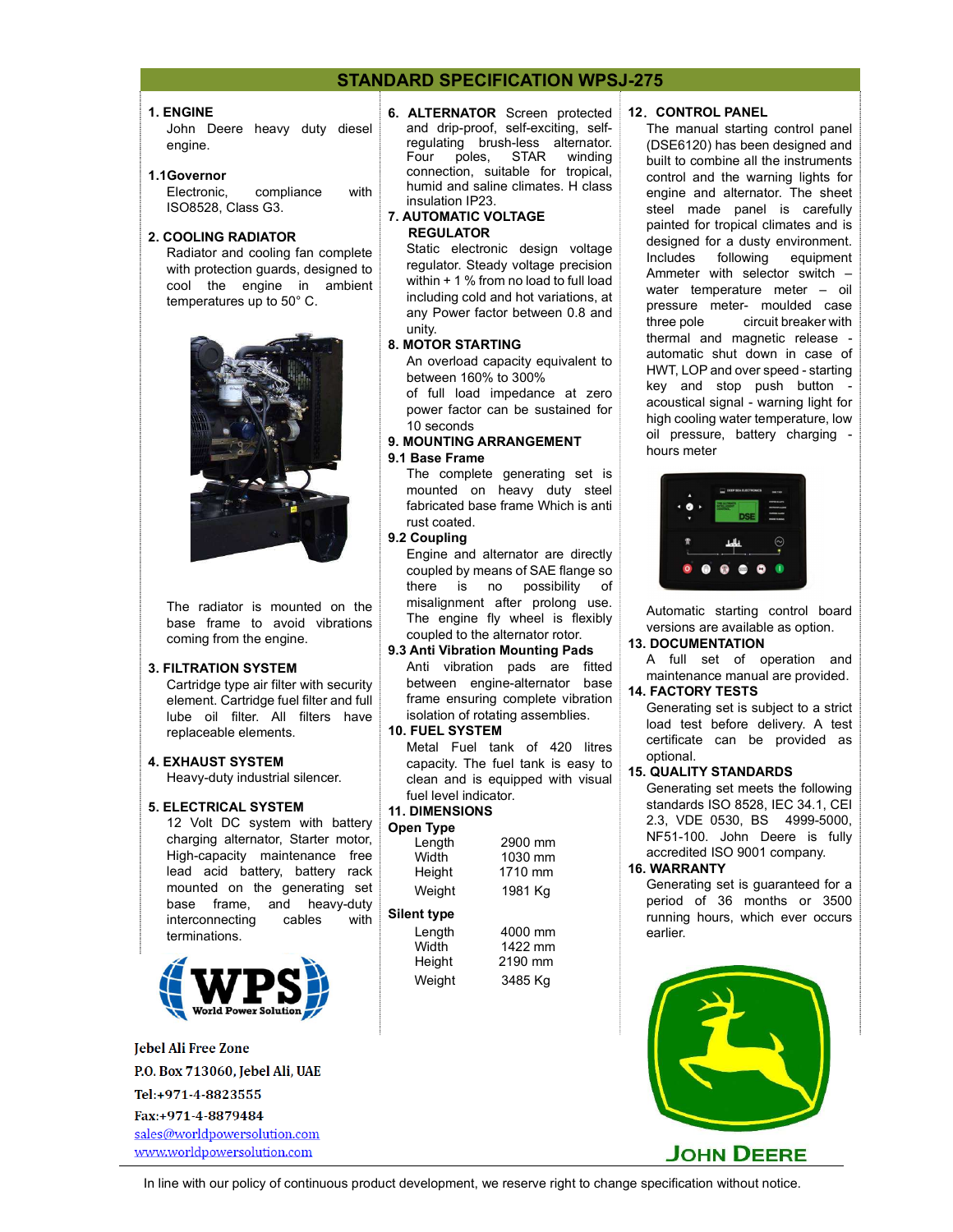# STANDARD SPECIFICATION WPSJ-275

## 1. ENGINE

John Deere heavy duty diesel engine.

### 1.1Governor

Electronic, compliance with ISO8528, Class G3.

## 2. COOLING RADIATOR

Radiator and cooling fan complete with protection guards, designed to cool the engine in ambient temperatures up to 50° C.

The radiator is mounted on the base frame to avoid vibrations coming from the engine.

## 3. FILTRATION SYSTEM

Cartridge type air filter with security element. Cartridge fuel filter and full lube oil filter. All filters have replaceable elements.

## 4. EXHAUST SYSTEM

Heavy-duty industrial silencer.

## 5. ELECTRICAL SYSTEM

12 Volt DC system with battery charging alternator, Starter motor, High-capacity maintenance free lead acid battery, battery rack mounted on the generating set base frame, and heavy-duty interconnecting cables with terminations.

WPS World Power Solution

Jebel Ali Free Zone
P.O. Box 713060, Jebel Ali, UAE
Tel:+971-4-8823555
Fax:+971-4-8879484
sales@worldpowersolution.com
www.worldpowersolution.com

## 6. ALTERNATOR

Screen protected and drip-proof, self-exciting, self-regulating brush-less alternator. Four poles, STAR winding connection, suitable for tropical, humid and saline climates. H class insulation IP23.

## 7. AUTOMATIC VOLTAGE REGULATOR

Static electronic design voltage regulator. Steady voltage precision within + 1 % from no load to full load including cold and hot variations, at any Power factor between 0.8 and unity.

## 8. MOTOR STARTING

An overload capacity equivalent to between 160% to 300% of full load impedance at zero power factor can be sustained for 10 seconds

## 9. MOUNTING ARRANGEMENT

### 9.1 Base Frame

The complete generating set is mounted on heavy duty steel fabricated base frame Which is anti rust coated.

### 9.2 Coupling

Engine and alternator are directly coupled by means of SAE flange so there is no possibility of misalignment after prolong use. The engine fly wheel is flexibly coupled to the alternator rotor.

### 9.3 Anti Vibration Mounting Pads

Anti vibration pads are fitted between engine-alternator base frame ensuring complete vibration isolation of rotating assemblies.

## 10. FUEL SYSTEM

Metal Fuel tank of 420 litres capacity. The fuel tank is easy to clean and is equipped with visual fuel level indicator.

## 11. DIMENSIONS

**Open Type**

| | |
|---|---|
| Length | 2900 mm |
| Width | 1030 mm |
| Height | 1710 mm |
| Weight | 1981 Kg |

**Silent type**

| | |
|---|---|
| Length | 4000 mm |
| Width | 1422 mm |
| Height | 2190 mm |
| Weight | 3485 Kg |

## 12. CONTROL PANEL

The manual starting control panel (DSE6120) has been designed and built to combine all the instruments control and the warning lights for engine and alternator. The sheet steel made panel is carefully painted for tropical climates and is designed for a dusty environment. Includes following equipment Ammeter with selector switch – water temperature meter – oil pressure meter- moulded case three pole circuit breaker with thermal and magnetic release - automatic shut down in case of HWT, LOP and over speed - starting key and stop push button - acoustical signal - warning light for high cooling water temperature, low oil pressure, battery charging - hours meter

Automatic starting control board versions are available as option.

## 13. DOCUMENTATION

A full set of operation and maintenance manual are provided.

## 14. FACTORY TESTS

Generating set is subject to a strict load test before delivery. A test certificate can be provided as optional.

## 15. QUALITY STANDARDS

Generating set meets the following standards ISO 8528, IEC 34.1, CEI 2.3, VDE 0530, BS 4999-5000, NF51-100. John Deere is fully accredited ISO 9001 company.

## 16. WARRANTY

Generating set is guaranteed for a period of 36 months or 3500 running hours, which ever occurs earlier.

JOHN DEERE

In line with our policy of continuous product development, we reserve right to change specification without notice.